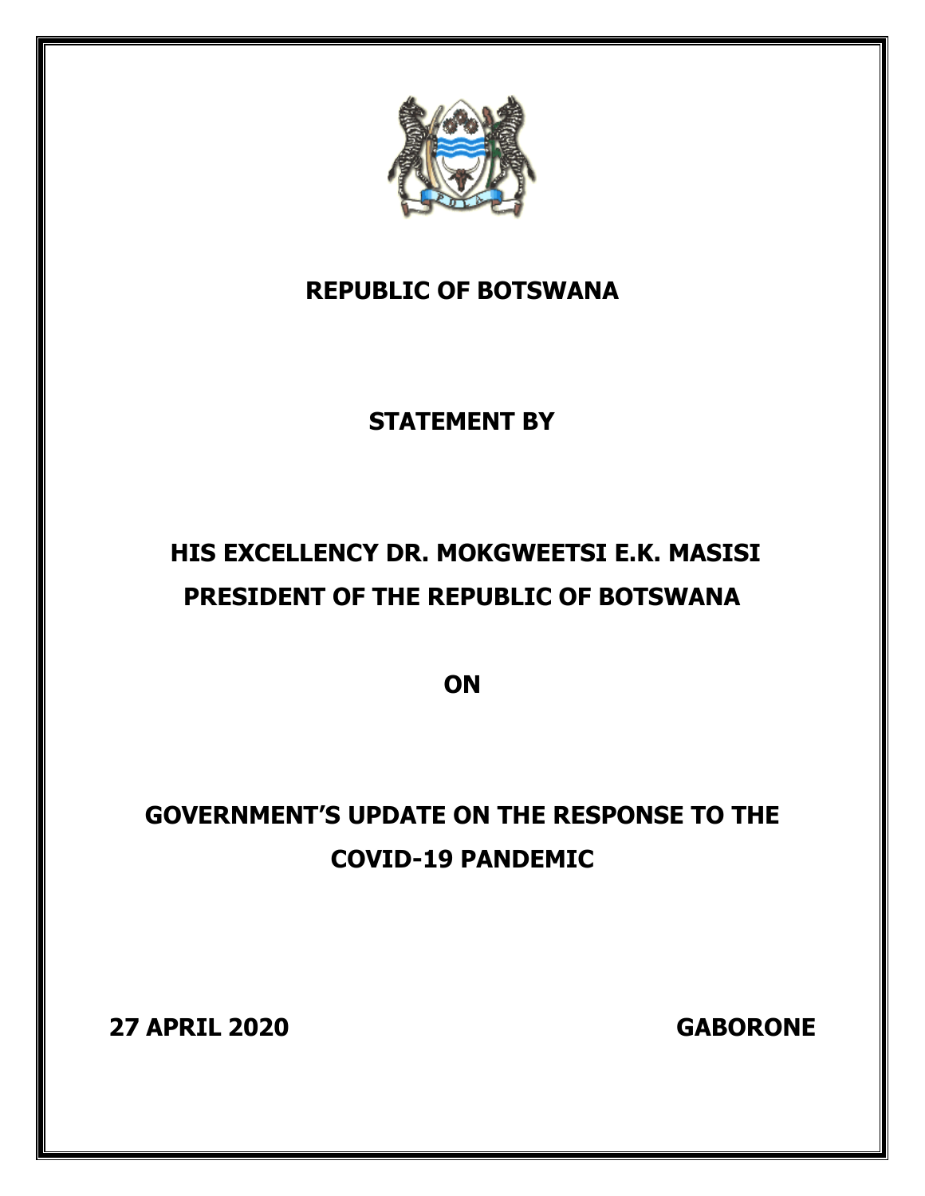# REPUBLIC OF BOTSWANA

## STATEMENT BY

## HIS EXCELLENCY DR. MOKGWEETSI E.K. MASISI
## PRESIDENT OF THE REPUBLIC OF BOTSWANA

## ON

## GOVERNMENT'S UPDATE ON THE RESPONSE TO THE COVID-19 PANDEMIC

**27 APRIL 2020** **GABORONE**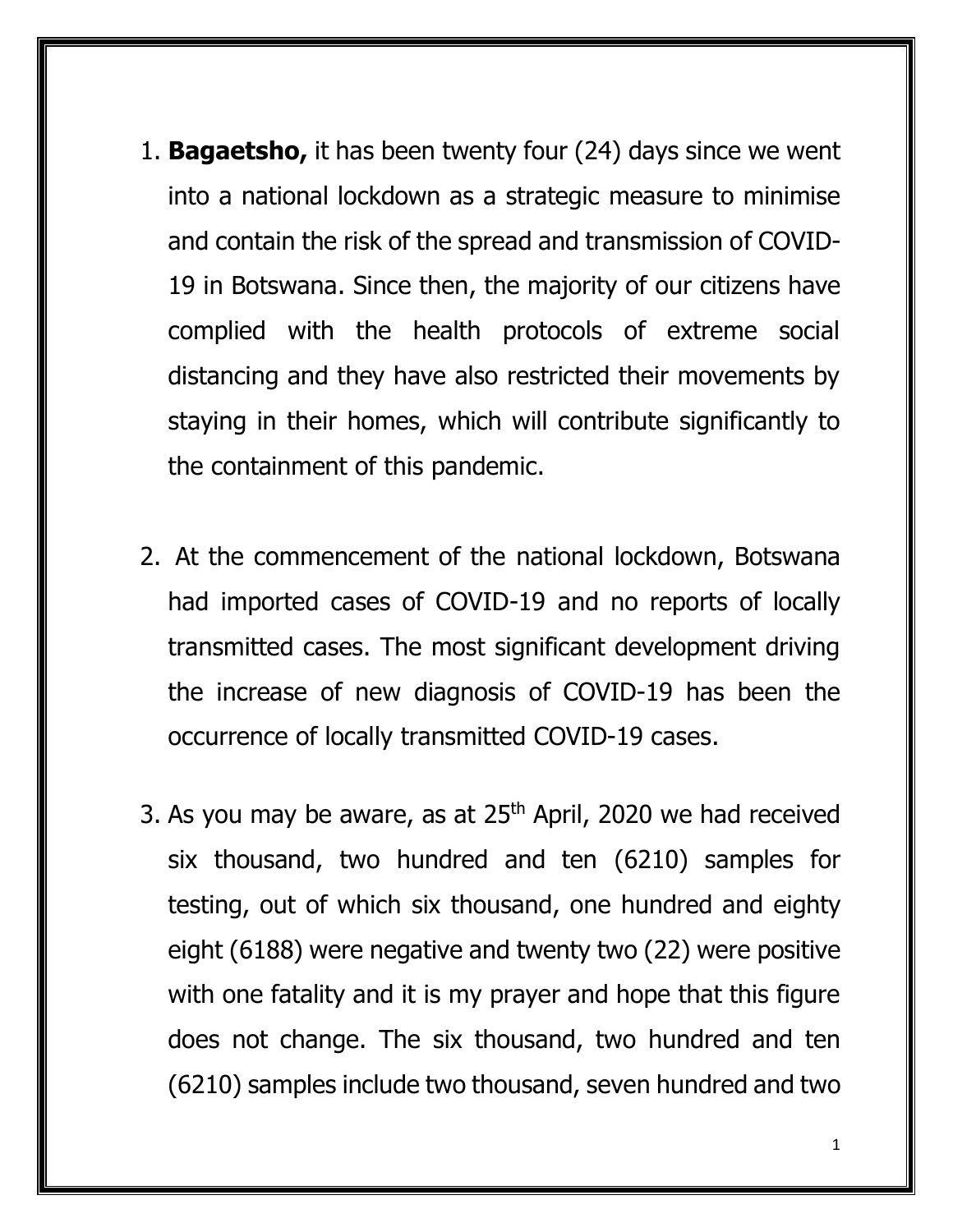1. **Bagaetsho,** it has been twenty four (24) days since we went into a national lockdown as a strategic measure to minimise and contain the risk of the spread and transmission of COVID-19 in Botswana. Since then, the majority of our citizens have complied with the health protocols of extreme social distancing and they have also restricted their movements by staying in their homes, which will contribute significantly to the containment of this pandemic.

2. At the commencement of the national lockdown, Botswana had imported cases of COVID-19 and no reports of locally transmitted cases. The most significant development driving the increase of new diagnosis of COVID-19 has been the occurrence of locally transmitted COVID-19 cases.

3. As you may be aware, as at 25th April, 2020 we had received six thousand, two hundred and ten (6210) samples for testing, out of which six thousand, one hundred and eighty eight (6188) were negative and twenty two (22) were positive with one fatality and it is my prayer and hope that this figure does not change. The six thousand, two hundred and ten (6210) samples include two thousand, seven hundred and two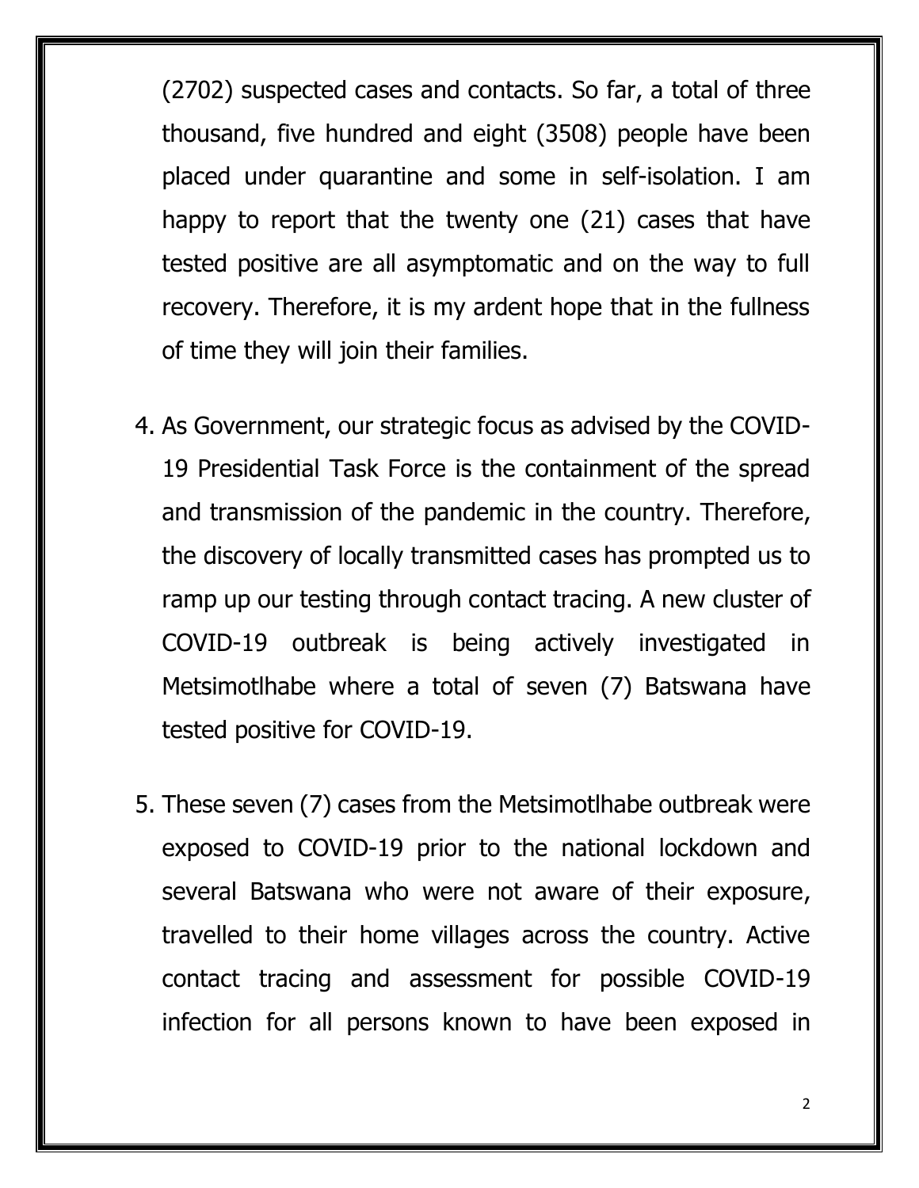(2702) suspected cases and contacts. So far, a total of three thousand, five hundred and eight (3508) people have been placed under quarantine and some in self-isolation. I am happy to report that the twenty one (21) cases that have tested positive are all asymptomatic and on the way to full recovery. Therefore, it is my ardent hope that in the fullness of time they will join their families.

4. As Government, our strategic focus as advised by the COVID-19 Presidential Task Force is the containment of the spread and transmission of the pandemic in the country. Therefore, the discovery of locally transmitted cases has prompted us to ramp up our testing through contact tracing. A new cluster of COVID-19 outbreak is being actively investigated in Metsimotlhabe where a total of seven (7) Batswana have tested positive for COVID-19.

5. These seven (7) cases from the Metsimotlhabe outbreak were exposed to COVID-19 prior to the national lockdown and several Batswana who were not aware of their exposure, travelled to their home villages across the country. Active contact tracing and assessment for possible COVID-19 infection for all persons known to have been exposed in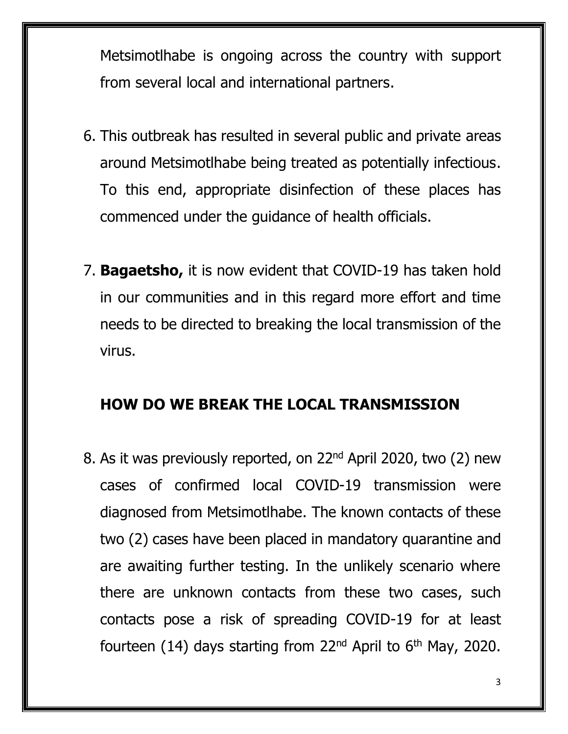Metsimotlhabe is ongoing across the country with support from several local and international partners.

6. This outbreak has resulted in several public and private areas around Metsimotlhabe being treated as potentially infectious. To this end, appropriate disinfection of these places has commenced under the guidance of health officials.

7. **Bagaetsho,** it is now evident that COVID-19 has taken hold in our communities and in this regard more effort and time needs to be directed to breaking the local transmission of the virus.

## HOW DO WE BREAK THE LOCAL TRANSMISSION

8. As it was previously reported, on 22nd April 2020, two (2) new cases of confirmed local COVID-19 transmission were diagnosed from Metsimotlhabe. The known contacts of these two (2) cases have been placed in mandatory quarantine and are awaiting further testing. In the unlikely scenario where there are unknown contacts from these two cases, such contacts pose a risk of spreading COVID-19 for at least fourteen (14) days starting from 22nd April to 6th May, 2020.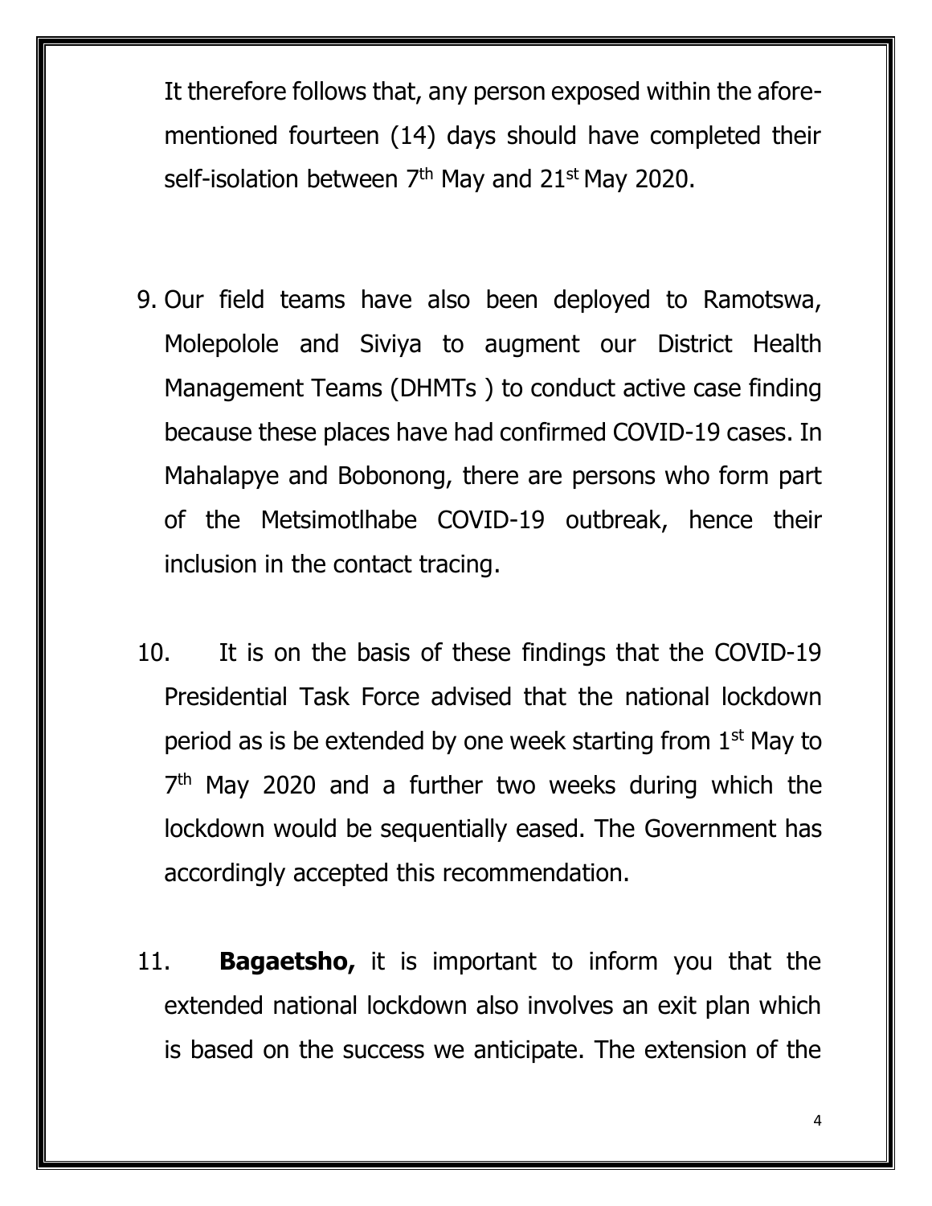It therefore follows that, any person exposed within the afore-mentioned fourteen (14) days should have completed their self-isolation between 7th May and 21st May 2020.

9. Our field teams have also been deployed to Ramotswa, Molepolole and Siviya to augment our District Health Management Teams (DHMTs ) to conduct active case finding because these places have had confirmed COVID-19 cases. In Mahalapye and Bobonong, there are persons who form part of the Metsimotlhabe COVID-19 outbreak, hence their inclusion in the contact tracing.

10. It is on the basis of these findings that the COVID-19 Presidential Task Force advised that the national lockdown period as is be extended by one week starting from 1st May to 7th May 2020 and a further two weeks during which the lockdown would be sequentially eased. The Government has accordingly accepted this recommendation.

11. **Bagaetsho,** it is important to inform you that the extended national lockdown also involves an exit plan which is based on the success we anticipate. The extension of the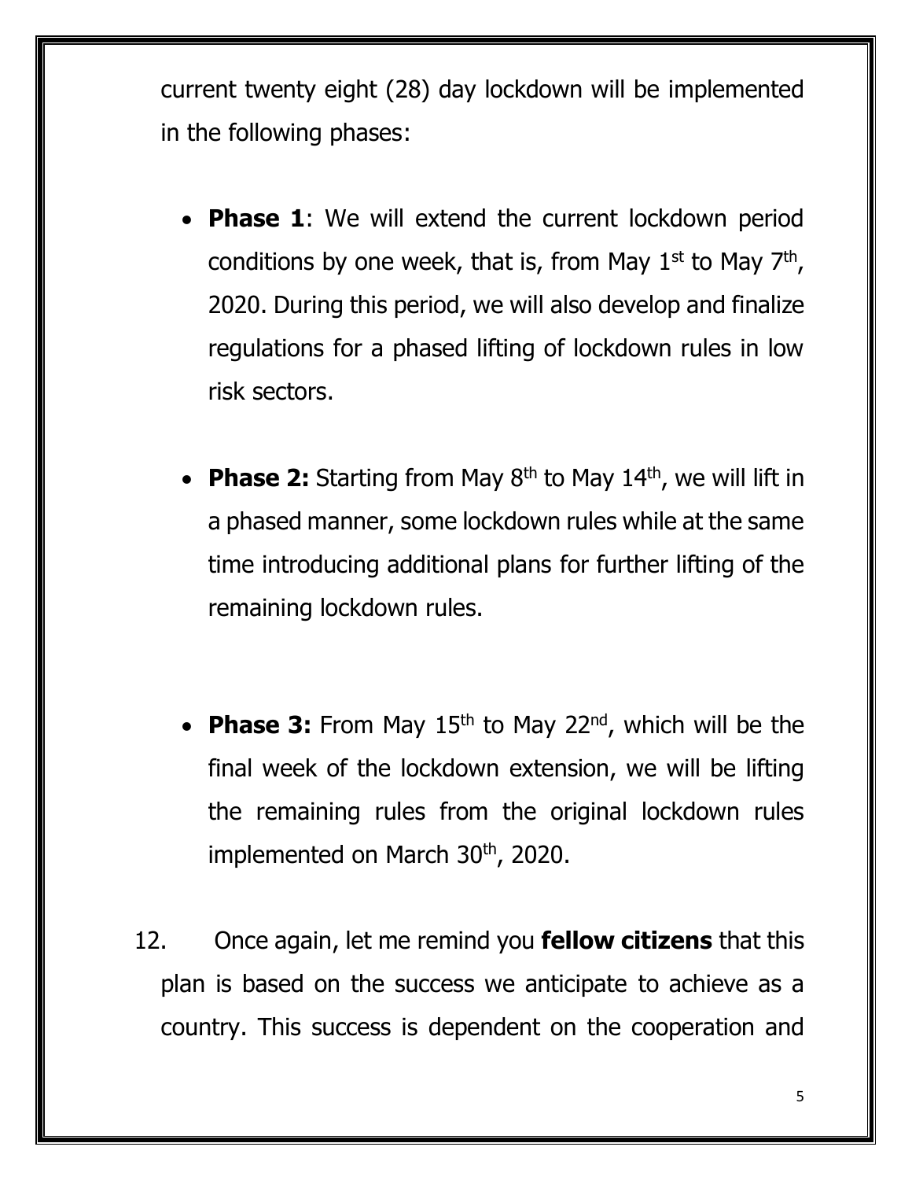current twenty eight (28) day lockdown will be implemented in the following phases:

- **Phase 1**: We will extend the current lockdown period conditions by one week, that is, from May 1st to May 7th, 2020. During this period, we will also develop and finalize regulations for a phased lifting of lockdown rules in low risk sectors.

- **Phase 2:** Starting from May 8th to May 14th, we will lift in a phased manner, some lockdown rules while at the same time introducing additional plans for further lifting of the remaining lockdown rules.

- **Phase 3:** From May 15th to May 22nd, which will be the final week of the lockdown extension, we will be lifting the remaining rules from the original lockdown rules implemented on March 30th, 2020.

12. Once again, let me remind you **fellow citizens** that this plan is based on the success we anticipate to achieve as a country. This success is dependent on the cooperation and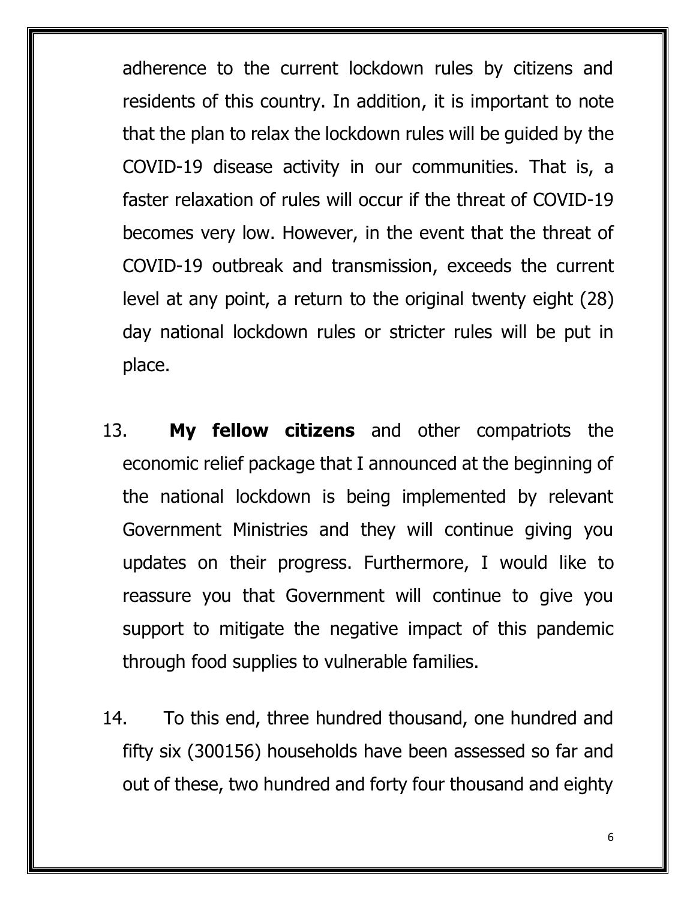adherence to the current lockdown rules by citizens and residents of this country. In addition, it is important to note that the plan to relax the lockdown rules will be guided by the COVID-19 disease activity in our communities. That is, a faster relaxation of rules will occur if the threat of COVID-19 becomes very low. However, in the event that the threat of COVID-19 outbreak and transmission, exceeds the current level at any point, a return to the original twenty eight (28) day national lockdown rules or stricter rules will be put in place.

13. **My fellow citizens** and other compatriots the economic relief package that I announced at the beginning of the national lockdown is being implemented by relevant Government Ministries and they will continue giving you updates on their progress. Furthermore, I would like to reassure you that Government will continue to give you support to mitigate the negative impact of this pandemic through food supplies to vulnerable families.

14. To this end, three hundred thousand, one hundred and fifty six (300156) households have been assessed so far and out of these, two hundred and forty four thousand and eighty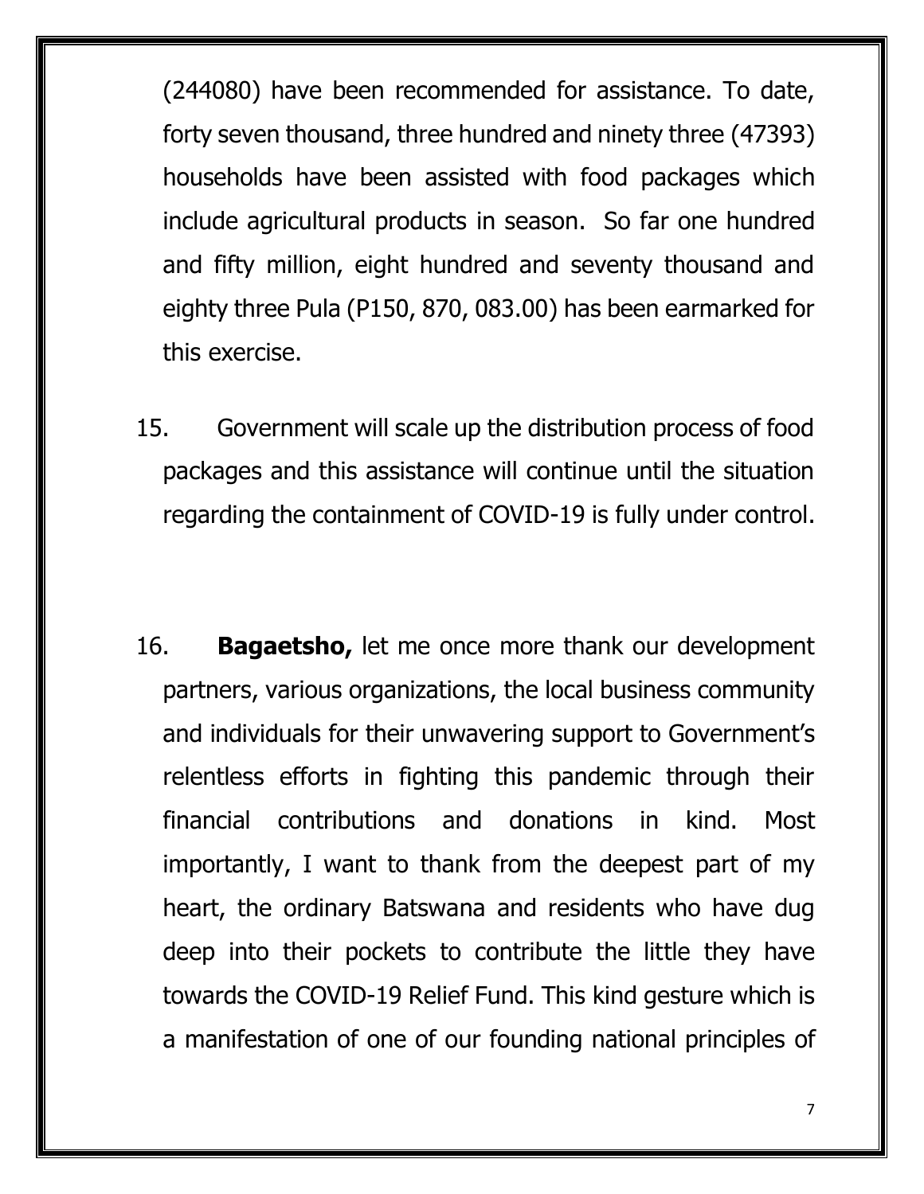(244080) have been recommended for assistance. To date, forty seven thousand, three hundred and ninety three (47393) households have been assisted with food packages which include agricultural products in season. So far one hundred and fifty million, eight hundred and seventy thousand and eighty three Pula (P150, 870, 083.00) has been earmarked for this exercise.

15. Government will scale up the distribution process of food packages and this assistance will continue until the situation regarding the containment of COVID-19 is fully under control.

16. **Bagaetsho,** let me once more thank our development partners, various organizations, the local business community and individuals for their unwavering support to Government's relentless efforts in fighting this pandemic through their financial contributions and donations in kind. Most importantly, I want to thank from the deepest part of my heart, the ordinary Batswana and residents who have dug deep into their pockets to contribute the little they have towards the COVID-19 Relief Fund. This kind gesture which is a manifestation of one of our founding national principles of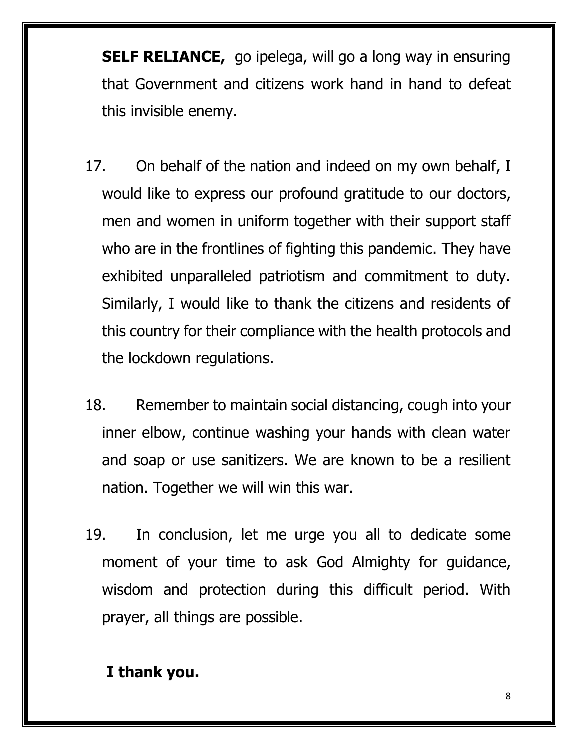**SELF RELIANCE,** go ipelega, will go a long way in ensuring that Government and citizens work hand in hand to defeat this invisible enemy.

17. On behalf of the nation and indeed on my own behalf, I would like to express our profound gratitude to our doctors, men and women in uniform together with their support staff who are in the frontlines of fighting this pandemic. They have exhibited unparalleled patriotism and commitment to duty. Similarly, I would like to thank the citizens and residents of this country for their compliance with the health protocols and the lockdown regulations.

18. Remember to maintain social distancing, cough into your inner elbow, continue washing your hands with clean water and soap or use sanitizers. We are known to be a resilient nation. Together we will win this war.

19. In conclusion, let me urge you all to dedicate some moment of your time to ask God Almighty for guidance, wisdom and protection during this difficult period. With prayer, all things are possible.

**I thank you.**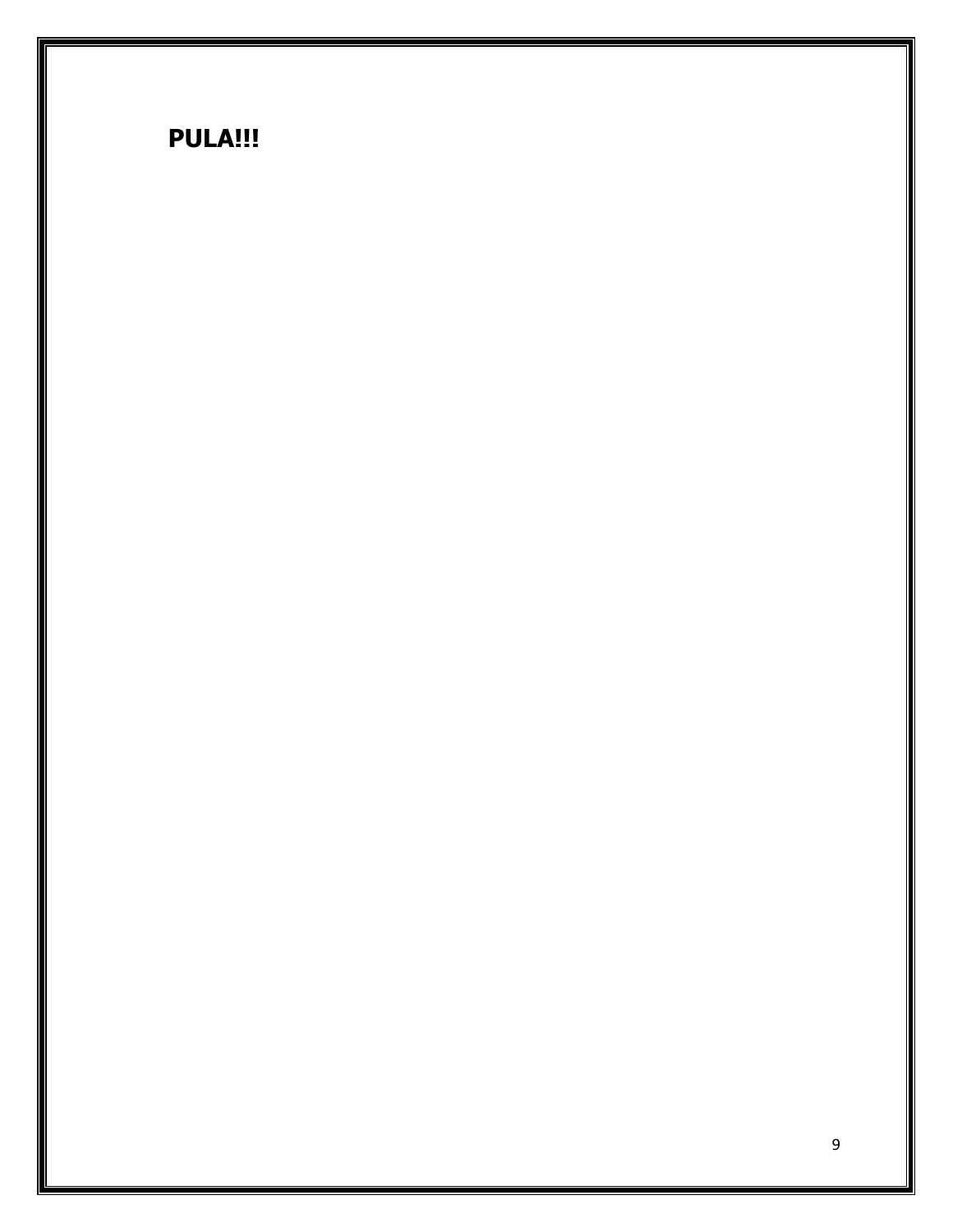**PULA!!!**